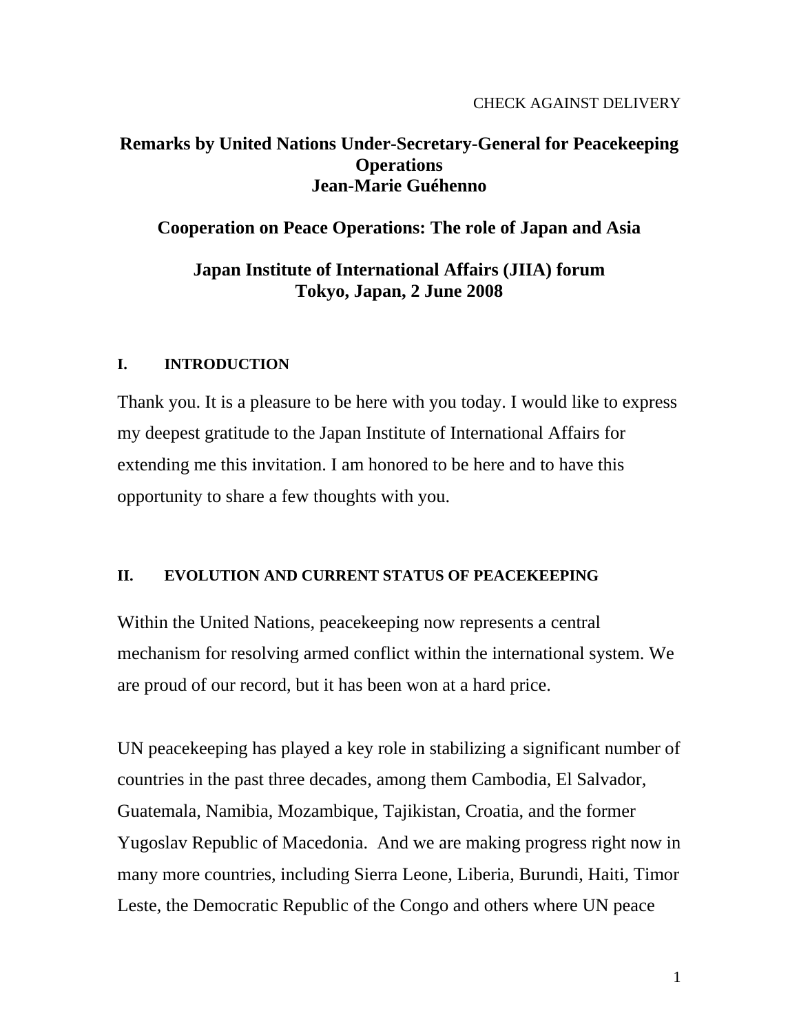CHECK AGAINST DELIVERY

# Remarks by United Nations Under-Secretary-General for Peacekeeping Operations
# Jean-Marie Guéhenno

## Cooperation on Peace Operations: The role of Japan and Asia

## Japan Institute of International Affairs (JIIA) forum
## Tokyo, Japan, 2 June 2008

### I. INTRODUCTION

Thank you. It is a pleasure to be here with you today. I would like to express my deepest gratitude to the Japan Institute of International Affairs for extending me this invitation. I am honored to be here and to have this opportunity to share a few thoughts with you.

### II. EVOLUTION AND CURRENT STATUS OF PEACEKEEPING

Within the United Nations, peacekeeping now represents a central mechanism for resolving armed conflict within the international system. We are proud of our record, but it has been won at a hard price.

UN peacekeeping has played a key role in stabilizing a significant number of countries in the past three decades, among them Cambodia, El Salvador, Guatemala, Namibia, Mozambique, Tajikistan, Croatia, and the former Yugoslav Republic of Macedonia. And we are making progress right now in many more countries, including Sierra Leone, Liberia, Burundi, Haiti, Timor Leste, the Democratic Republic of the Congo and others where UN peace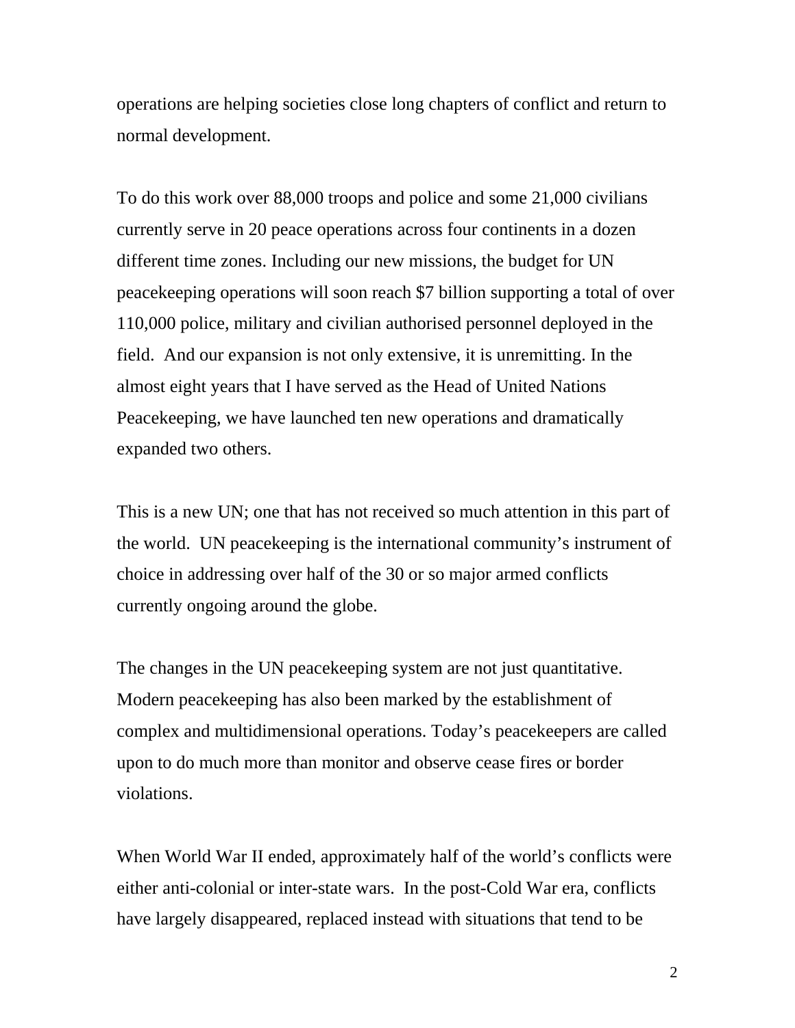operations are helping societies close long chapters of conflict and return to normal development.

To do this work over 88,000 troops and police and some 21,000 civilians currently serve in 20 peace operations across four continents in a dozen different time zones. Including our new missions, the budget for UN peacekeeping operations will soon reach $7 billion supporting a total of over 110,000 police, military and civilian authorised personnel deployed in the field.  And our expansion is not only extensive, it is unremitting. In the almost eight years that I have served as the Head of United Nations Peacekeeping, we have launched ten new operations and dramatically expanded two others.

This is a new UN; one that has not received so much attention in this part of the world.  UN peacekeeping is the international community's instrument of choice in addressing over half of the 30 or so major armed conflicts currently ongoing around the globe.

The changes in the UN peacekeeping system are not just quantitative. Modern peacekeeping has also been marked by the establishment of complex and multidimensional operations. Today's peacekeepers are called upon to do much more than monitor and observe cease fires or border violations.

When World War II ended, approximately half of the world's conflicts were either anti-colonial or inter-state wars.  In the post-Cold War era, conflicts have largely disappeared, replaced instead with situations that tend to be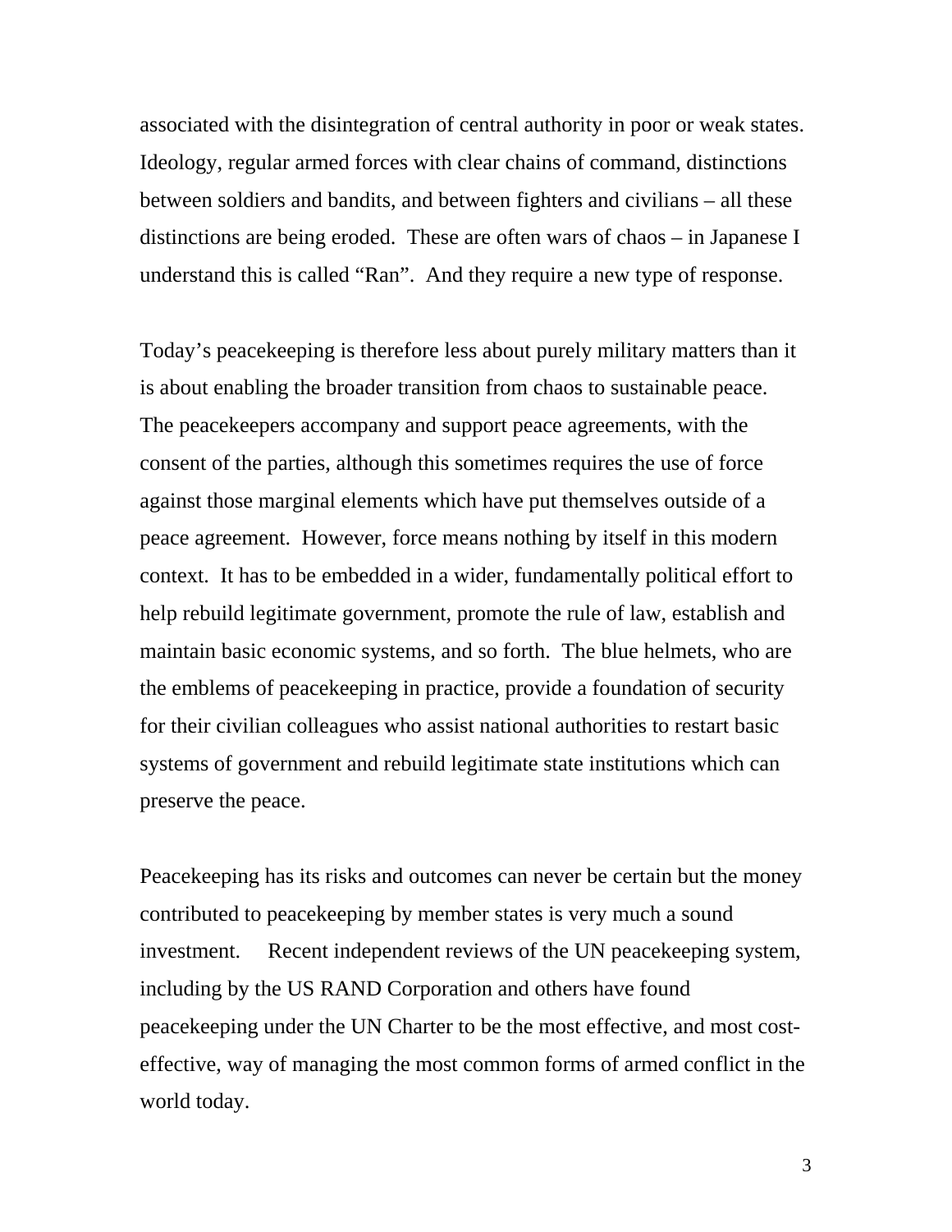associated with the disintegration of central authority in poor or weak states. Ideology, regular armed forces with clear chains of command, distinctions between soldiers and bandits, and between fighters and civilians – all these distinctions are being eroded. These are often wars of chaos – in Japanese I understand this is called "Ran". And they require a new type of response.

Today's peacekeeping is therefore less about purely military matters than it is about enabling the broader transition from chaos to sustainable peace. The peacekeepers accompany and support peace agreements, with the consent of the parties, although this sometimes requires the use of force against those marginal elements which have put themselves outside of a peace agreement. However, force means nothing by itself in this modern context. It has to be embedded in a wider, fundamentally political effort to help rebuild legitimate government, promote the rule of law, establish and maintain basic economic systems, and so forth. The blue helmets, who are the emblems of peacekeeping in practice, provide a foundation of security for their civilian colleagues who assist national authorities to restart basic systems of government and rebuild legitimate state institutions which can preserve the peace.

Peacekeeping has its risks and outcomes can never be certain but the money contributed to peacekeeping by member states is very much a sound investment. Recent independent reviews of the UN peacekeeping system, including by the US RAND Corporation and others have found peacekeeping under the UN Charter to be the most effective, and most cost-effective, way of managing the most common forms of armed conflict in the world today.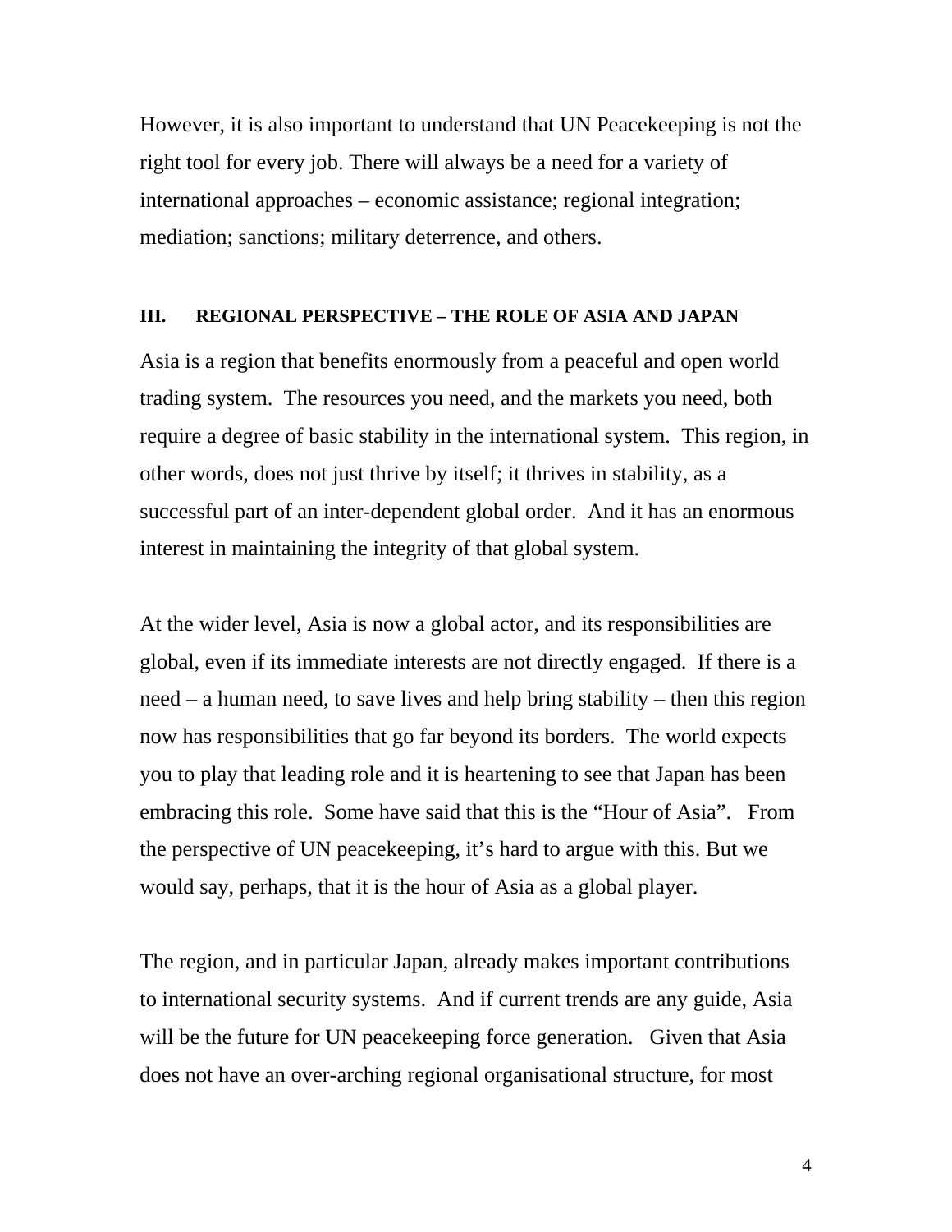However, it is also important to understand that UN Peacekeeping is not the right tool for every job. There will always be a need for a variety of international approaches – economic assistance; regional integration; mediation; sanctions; military deterrence, and others.

### III. REGIONAL PERSPECTIVE – THE ROLE OF ASIA AND JAPAN

Asia is a region that benefits enormously from a peaceful and open world trading system. The resources you need, and the markets you need, both require a degree of basic stability in the international system. This region, in other words, does not just thrive by itself; it thrives in stability, as a successful part of an inter-dependent global order. And it has an enormous interest in maintaining the integrity of that global system.

At the wider level, Asia is now a global actor, and its responsibilities are global, even if its immediate interests are not directly engaged. If there is a need – a human need, to save lives and help bring stability – then this region now has responsibilities that go far beyond its borders. The world expects you to play that leading role and it is heartening to see that Japan has been embracing this role. Some have said that this is the "Hour of Asia". From the perspective of UN peacekeeping, it's hard to argue with this. But we would say, perhaps, that it is the hour of Asia as a global player.

The region, and in particular Japan, already makes important contributions to international security systems. And if current trends are any guide, Asia will be the future for UN peacekeeping force generation. Given that Asia does not have an over-arching regional organisational structure, for most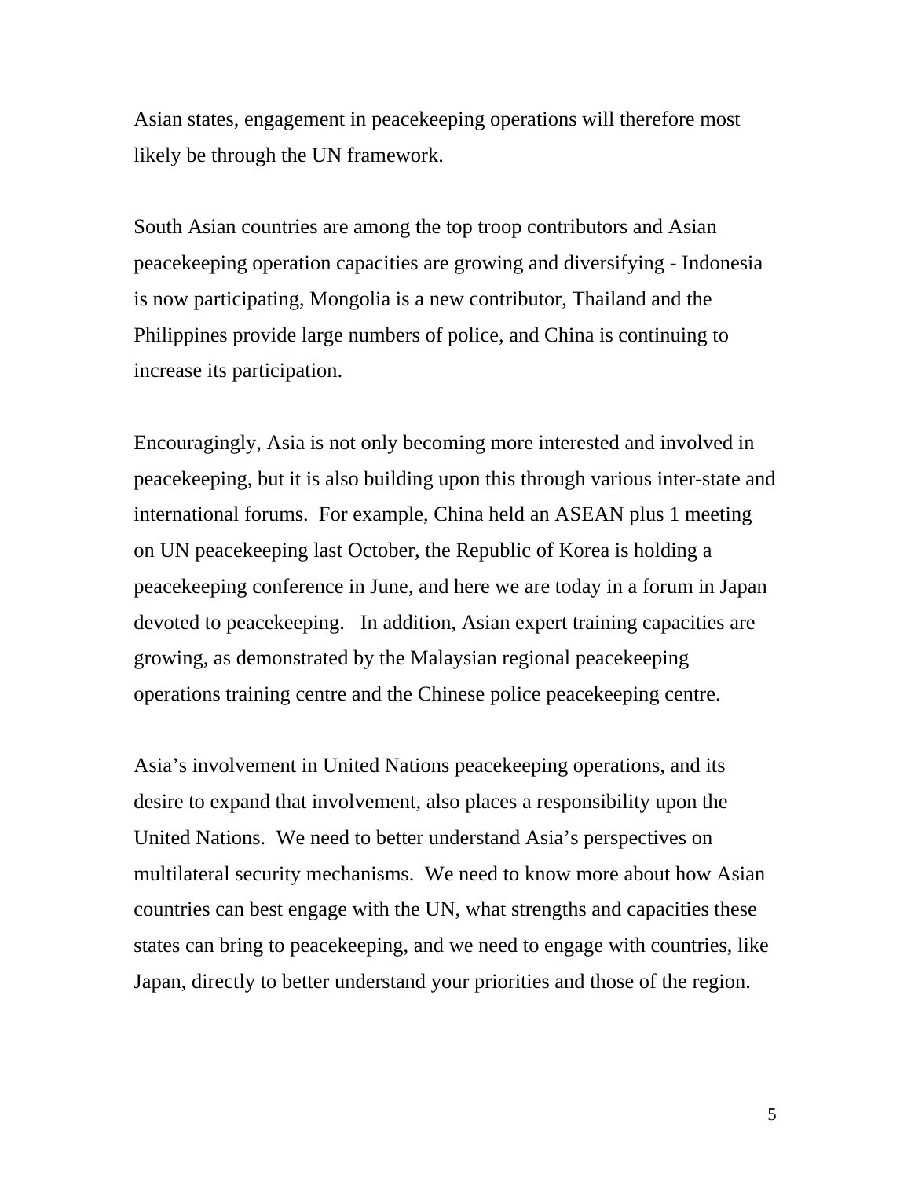Asian states, engagement in peacekeeping operations will therefore most likely be through the UN framework.

South Asian countries are among the top troop contributors and Asian peacekeeping operation capacities are growing and diversifying - Indonesia is now participating, Mongolia is a new contributor, Thailand and the Philippines provide large numbers of police, and China is continuing to increase its participation.

Encouragingly, Asia is not only becoming more interested and involved in peacekeeping, but it is also building upon this through various inter-state and international forums. For example, China held an ASEAN plus 1 meeting on UN peacekeeping last October, the Republic of Korea is holding a peacekeeping conference in June, and here we are today in a forum in Japan devoted to peacekeeping. In addition, Asian expert training capacities are growing, as demonstrated by the Malaysian regional peacekeeping operations training centre and the Chinese police peacekeeping centre.

Asia's involvement in United Nations peacekeeping operations, and its desire to expand that involvement, also places a responsibility upon the United Nations. We need to better understand Asia's perspectives on multilateral security mechanisms. We need to know more about how Asian countries can best engage with the UN, what strengths and capacities these states can bring to peacekeeping, and we need to engage with countries, like Japan, directly to better understand your priorities and those of the region.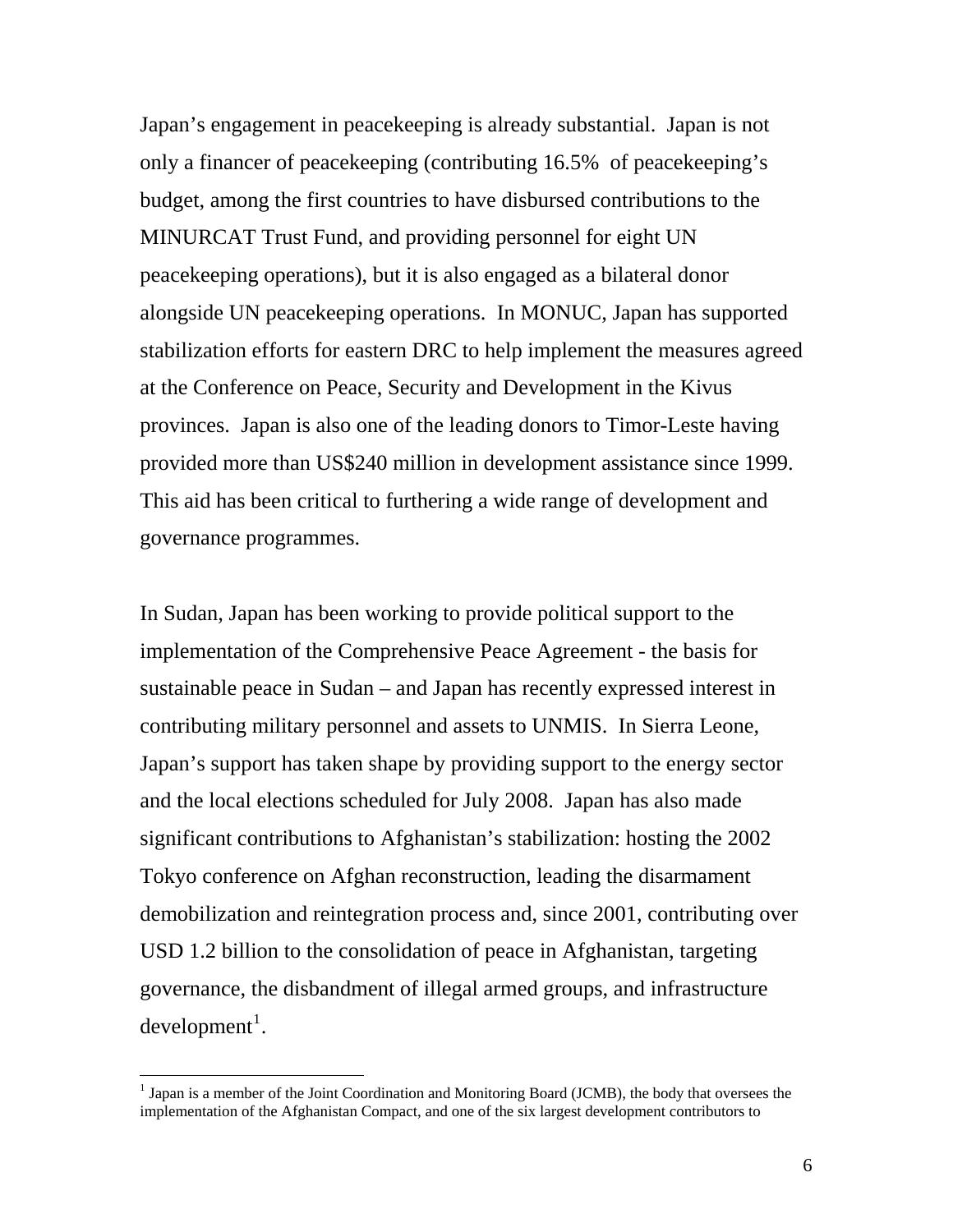Japan's engagement in peacekeeping is already substantial. Japan is not only a financer of peacekeeping (contributing 16.5% of peacekeeping's budget, among the first countries to have disbursed contributions to the MINURCAT Trust Fund, and providing personnel for eight UN peacekeeping operations), but it is also engaged as a bilateral donor alongside UN peacekeeping operations. In MONUC, Japan has supported stabilization efforts for eastern DRC to help implement the measures agreed at the Conference on Peace, Security and Development in the Kivus provinces. Japan is also one of the leading donors to Timor-Leste having provided more than US$240 million in development assistance since 1999. This aid has been critical to furthering a wide range of development and governance programmes.

In Sudan, Japan has been working to provide political support to the implementation of the Comprehensive Peace Agreement - the basis for sustainable peace in Sudan – and Japan has recently expressed interest in contributing military personnel and assets to UNMIS. In Sierra Leone, Japan's support has taken shape by providing support to the energy sector and the local elections scheduled for July 2008. Japan has also made significant contributions to Afghanistan's stabilization: hosting the 2002 Tokyo conference on Afghan reconstruction, leading the disarmament demobilization and reintegration process and, since 2001, contributing over USD 1.2 billion to the consolidation of peace in Afghanistan, targeting governance, the disbandment of illegal armed groups, and infrastructure development[1].

[1] Japan is a member of the Joint Coordination and Monitoring Board (JCMB), the body that oversees the implementation of the Afghanistan Compact, and one of the six largest development contributors to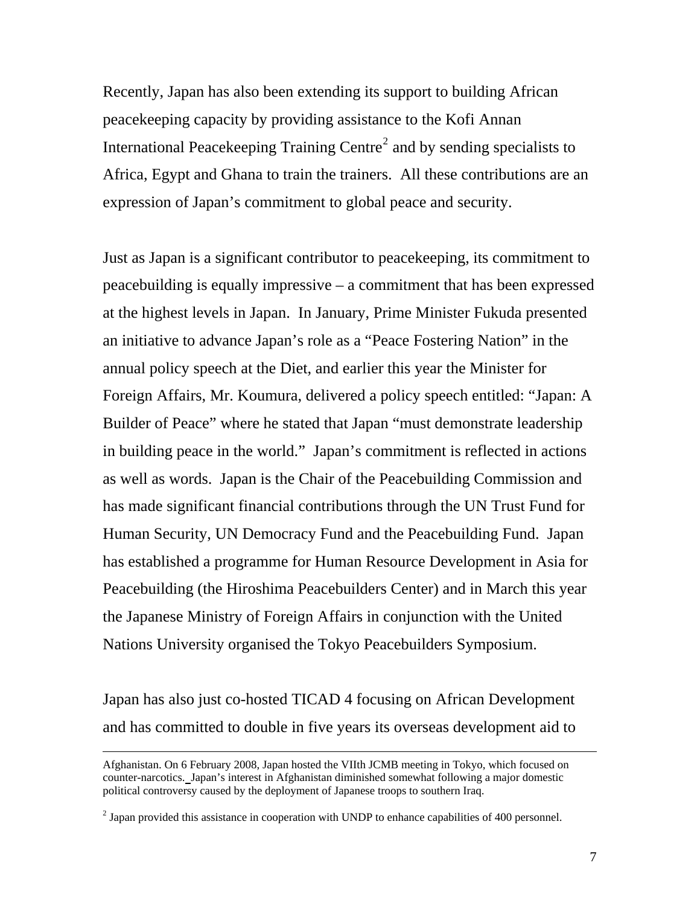Recently, Japan has also been extending its support to building African peacekeeping capacity by providing assistance to the Kofi Annan International Peacekeeping Training Centre[2] and by sending specialists to Africa, Egypt and Ghana to train the trainers. All these contributions are an expression of Japan's commitment to global peace and security.

Just as Japan is a significant contributor to peacekeeping, its commitment to peacebuilding is equally impressive – a commitment that has been expressed at the highest levels in Japan. In January, Prime Minister Fukuda presented an initiative to advance Japan's role as a "Peace Fostering Nation" in the annual policy speech at the Diet, and earlier this year the Minister for Foreign Affairs, Mr. Koumura, delivered a policy speech entitled: "Japan: A Builder of Peace" where he stated that Japan "must demonstrate leadership in building peace in the world." Japan's commitment is reflected in actions as well as words. Japan is the Chair of the Peacebuilding Commission and has made significant financial contributions through the UN Trust Fund for Human Security, UN Democracy Fund and the Peacebuilding Fund. Japan has established a programme for Human Resource Development in Asia for Peacebuilding (the Hiroshima Peacebuilders Center) and in March this year the Japanese Ministry of Foreign Affairs in conjunction with the United Nations University organised the Tokyo Peacebuilders Symposium.

Japan has also just co-hosted TICAD 4 focusing on African Development and has committed to double in five years its overseas development aid to

---

Afghanistan. On 6 February 2008, Japan hosted the VIIth JCMB meeting in Tokyo, which focused on counter-narcotics. Japan's interest in Afghanistan diminished somewhat following a major domestic political controversy caused by the deployment of Japanese troops to southern Iraq.

[2] Japan provided this assistance in cooperation with UNDP to enhance capabilities of 400 personnel.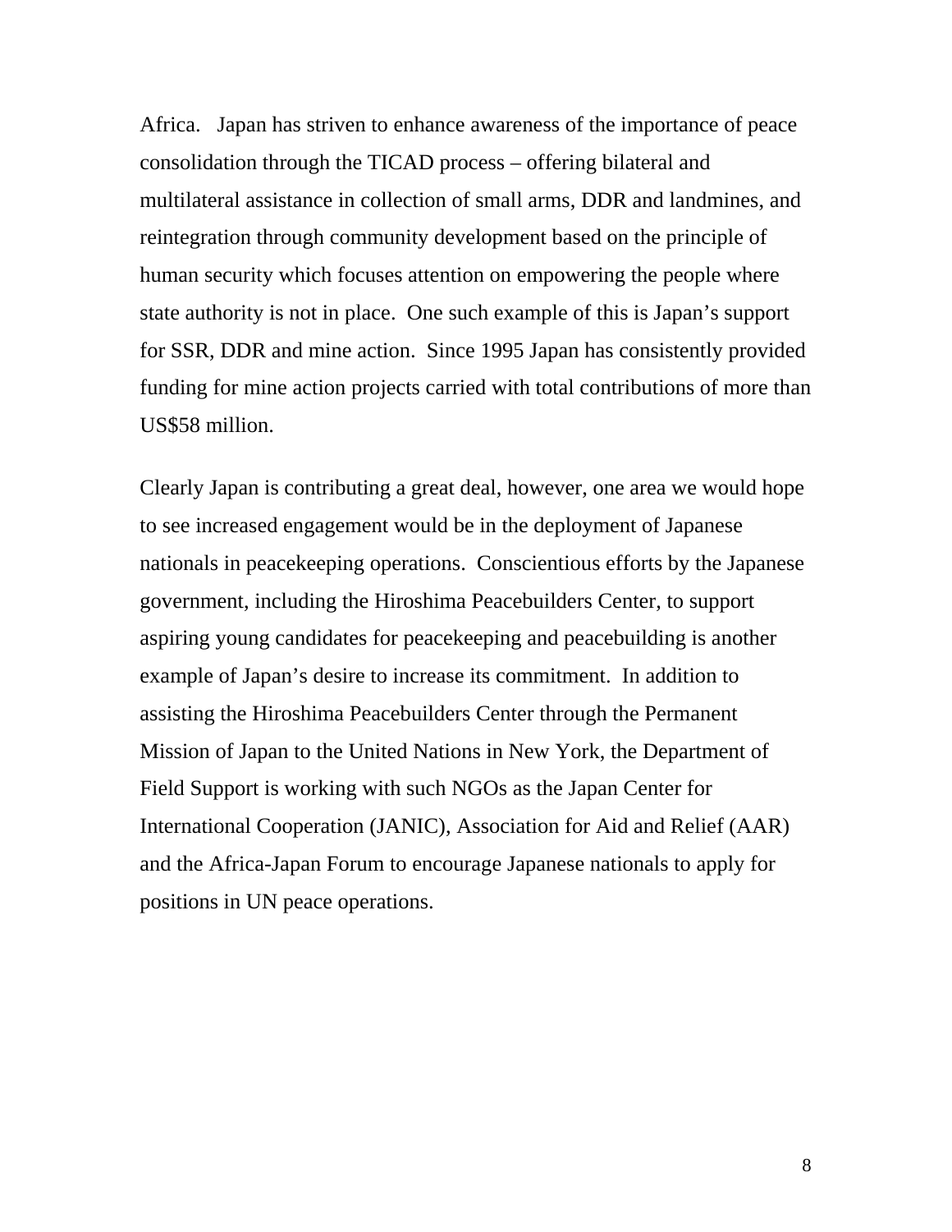Africa.   Japan has striven to enhance awareness of the importance of peace consolidation through the TICAD process – offering bilateral and multilateral assistance in collection of small arms, DDR and landmines, and reintegration through community development based on the principle of human security which focuses attention on empowering the people where state authority is not in place.  One such example of this is Japan's support for SSR, DDR and mine action.  Since 1995 Japan has consistently provided funding for mine action projects carried with total contributions of more than US$58 million.

Clearly Japan is contributing a great deal, however, one area we would hope to see increased engagement would be in the deployment of Japanese nationals in peacekeeping operations.  Conscientious efforts by the Japanese government, including the Hiroshima Peacebuilders Center, to support aspiring young candidates for peacekeeping and peacebuilding is another example of Japan's desire to increase its commitment.  In addition to assisting the Hiroshima Peacebuilders Center through the Permanent Mission of Japan to the United Nations in New York, the Department of Field Support is working with such NGOs as the Japan Center for International Cooperation (JANIC), Association for Aid and Relief (AAR) and the Africa-Japan Forum to encourage Japanese nationals to apply for positions in UN peace operations.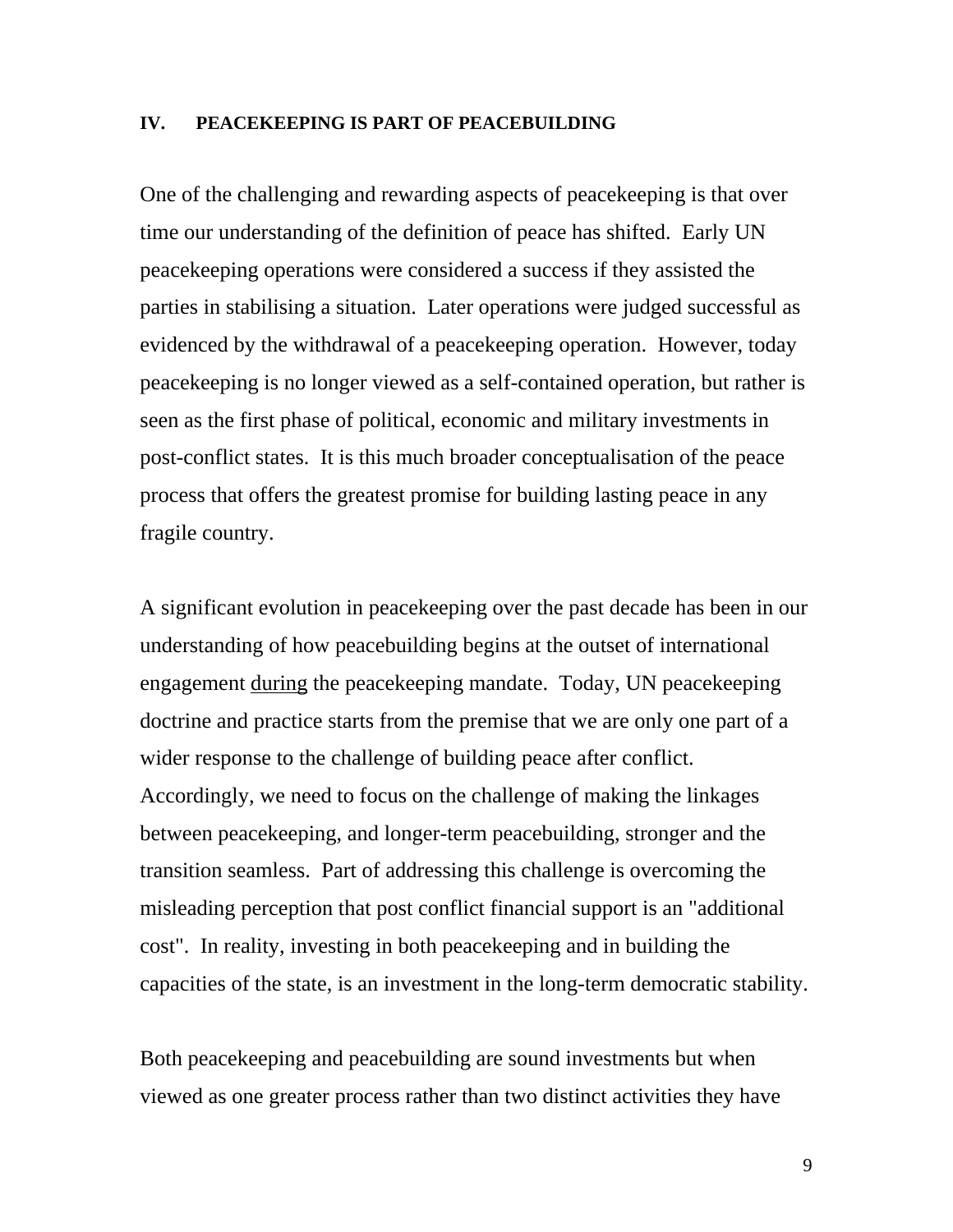## IV. PEACEKEEPING IS PART OF PEACEBUILDING

One of the challenging and rewarding aspects of peacekeeping is that over time our understanding of the definition of peace has shifted. Early UN peacekeeping operations were considered a success if they assisted the parties in stabilising a situation. Later operations were judged successful as evidenced by the withdrawal of a peacekeeping operation. However, today peacekeeping is no longer viewed as a self-contained operation, but rather is seen as the first phase of political, economic and military investments in post-conflict states. It is this much broader conceptualisation of the peace process that offers the greatest promise for building lasting peace in any fragile country.

A significant evolution in peacekeeping over the past decade has been in our understanding of how peacebuilding begins at the outset of international engagement <u>during</u> the peacekeeping mandate. Today, UN peacekeeping doctrine and practice starts from the premise that we are only one part of a wider response to the challenge of building peace after conflict. Accordingly, we need to focus on the challenge of making the linkages between peacekeeping, and longer-term peacebuilding, stronger and the transition seamless. Part of addressing this challenge is overcoming the misleading perception that post conflict financial support is an "additional cost". In reality, investing in both peacekeeping and in building the capacities of the state, is an investment in the long-term democratic stability.

Both peacekeeping and peacebuilding are sound investments but when viewed as one greater process rather than two distinct activities they have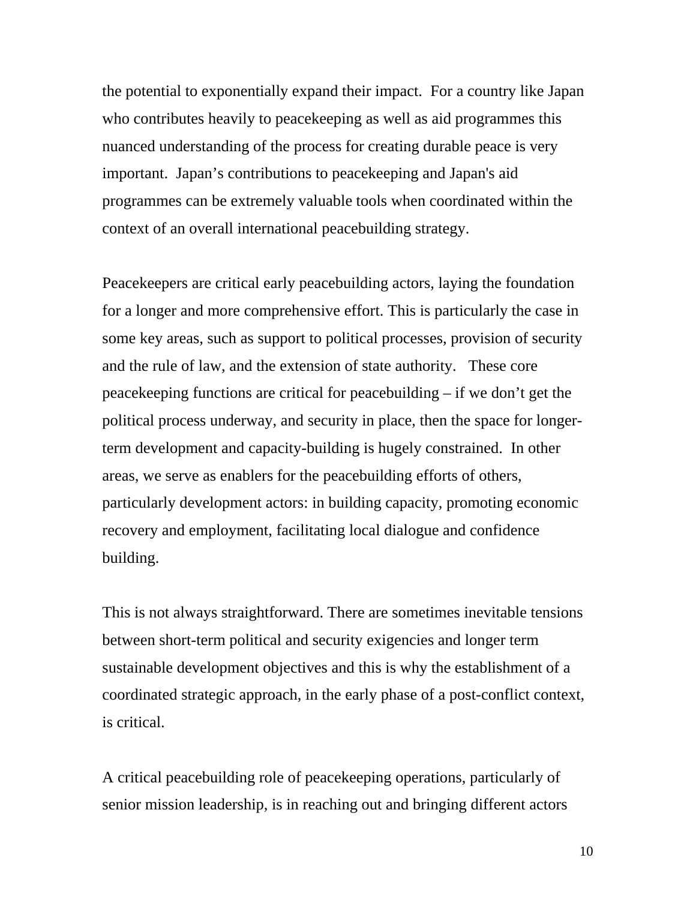the potential to exponentially expand their impact. For a country like Japan who contributes heavily to peacekeeping as well as aid programmes this nuanced understanding of the process for creating durable peace is very important. Japan’s contributions to peacekeeping and Japan's aid programmes can be extremely valuable tools when coordinated within the context of an overall international peacebuilding strategy.

Peacekeepers are critical early peacebuilding actors, laying the foundation for a longer and more comprehensive effort. This is particularly the case in some key areas, such as support to political processes, provision of security and the rule of law, and the extension of state authority. These core peacekeeping functions are critical for peacebuilding – if we don’t get the political process underway, and security in place, then the space for longer-term development and capacity-building is hugely constrained. In other areas, we serve as enablers for the peacebuilding efforts of others, particularly development actors: in building capacity, promoting economic recovery and employment, facilitating local dialogue and confidence building.

This is not always straightforward. There are sometimes inevitable tensions between short-term political and security exigencies and longer term sustainable development objectives and this is why the establishment of a coordinated strategic approach, in the early phase of a post-conflict context, is critical.

A critical peacebuilding role of peacekeeping operations, particularly of senior mission leadership, is in reaching out and bringing different actors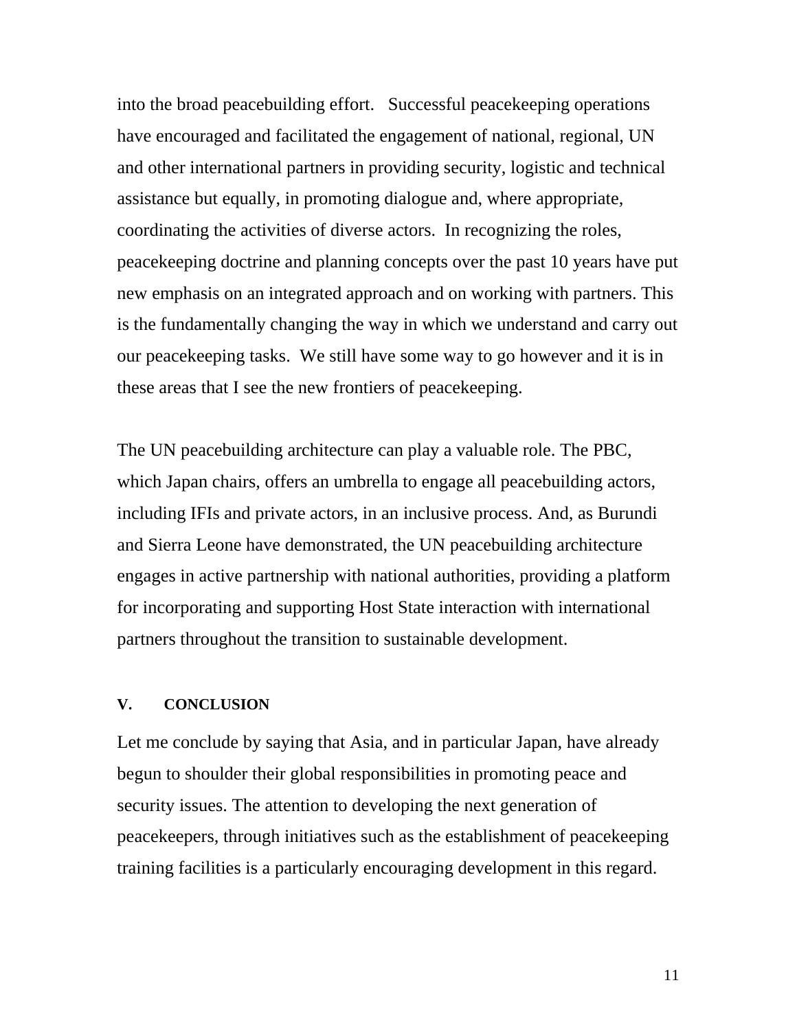into the broad peacebuilding effort. Successful peacekeeping operations have encouraged and facilitated the engagement of national, regional, UN and other international partners in providing security, logistic and technical assistance but equally, in promoting dialogue and, where appropriate, coordinating the activities of diverse actors. In recognizing the roles, peacekeeping doctrine and planning concepts over the past 10 years have put new emphasis on an integrated approach and on working with partners. This is the fundamentally changing the way in which we understand and carry out our peacekeeping tasks. We still have some way to go however and it is in these areas that I see the new frontiers of peacekeeping.

The UN peacebuilding architecture can play a valuable role. The PBC, which Japan chairs, offers an umbrella to engage all peacebuilding actors, including IFIs and private actors, in an inclusive process. And, as Burundi and Sierra Leone have demonstrated, the UN peacebuilding architecture engages in active partnership with national authorities, providing a platform for incorporating and supporting Host State interaction with international partners throughout the transition to sustainable development.

## V. CONCLUSION

Let me conclude by saying that Asia, and in particular Japan, have already begun to shoulder their global responsibilities in promoting peace and security issues. The attention to developing the next generation of peacekeepers, through initiatives such as the establishment of peacekeeping training facilities is a particularly encouraging development in this regard.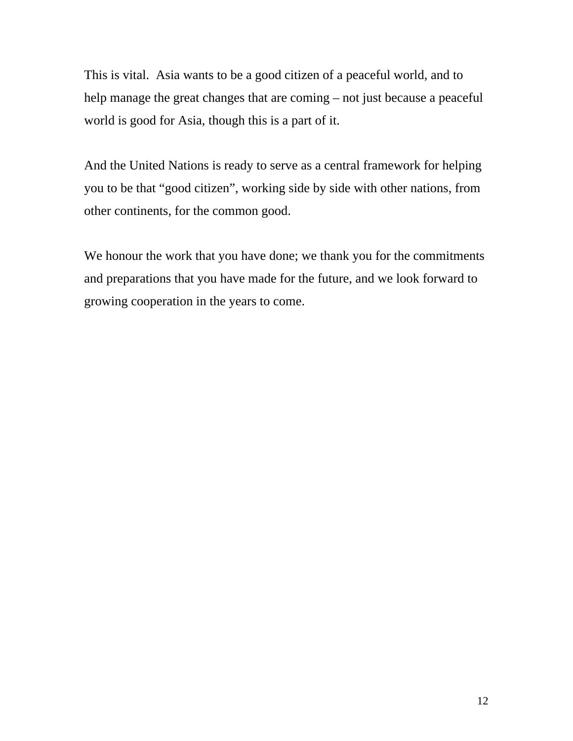This is vital.  Asia wants to be a good citizen of a peaceful world, and to help manage the great changes that are coming – not just because a peaceful world is good for Asia, though this is a part of it.

And the United Nations is ready to serve as a central framework for helping you to be that “good citizen”, working side by side with other nations, from other continents, for the common good.

We honour the work that you have done; we thank you for the commitments and preparations that you have made for the future, and we look forward to growing cooperation in the years to come.